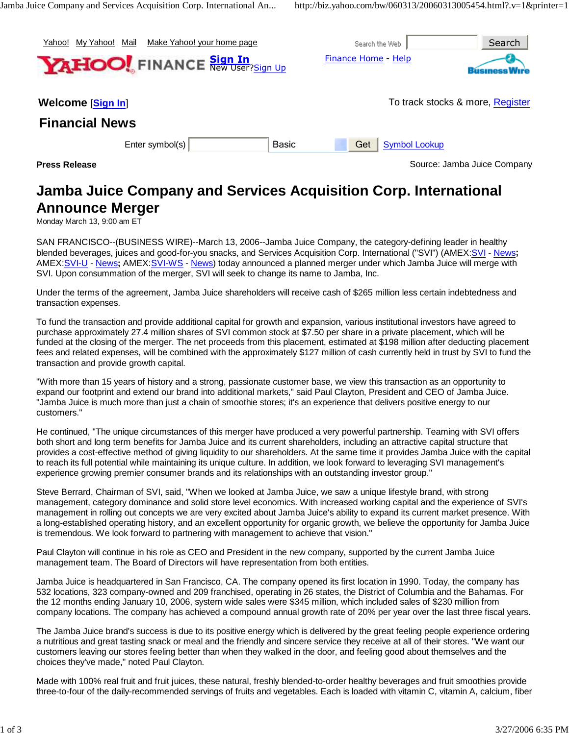Yahoo! My Yahoo! Mail Make Yahoo! your home page

Search the Web Search

YAHOO! FINANCE Sign In New User? Sign Up

Finance Home - Help

Welcome [Sign In]

To track stocks & more, Register

## Financial News

Enter symbol(s) Basic Get Symbol Lookup

**Press Release**

Source: Jamba Juice Company

# Jamba Juice Company and Services Acquisition Corp. International Announce Merger

Monday March 13, 9:00 am ET

SAN FRANCISCO--(BUSINESS WIRE)--March 13, 2006--Jamba Juice Company, the category-defining leader in healthy blended beverages, juices and good-for-you snacks, and Services Acquisition Corp. International ("SVI") (AMEX:SVI - News; AMEX:SVI-U - News; AMEX:SVI-WS - News) today announced a planned merger under which Jamba Juice will merge with SVI. Upon consummation of the merger, SVI will seek to change its name to Jamba, Inc.

Under the terms of the agreement, Jamba Juice shareholders will receive cash of $265 million less certain indebtedness and transaction expenses.

To fund the transaction and provide additional capital for growth and expansion, various institutional investors have agreed to purchase approximately 27.4 million shares of SVI common stock at $7.50 per share in a private placement, which will be funded at the closing of the merger. The net proceeds from this placement, estimated at $198 million after deducting placement fees and related expenses, will be combined with the approximately $127 million of cash currently held in trust by SVI to fund the transaction and provide growth capital.

"With more than 15 years of history and a strong, passionate customer base, we view this transaction as an opportunity to expand our footprint and extend our brand into additional markets," said Paul Clayton, President and CEO of Jamba Juice. "Jamba Juice is much more than just a chain of smoothie stores; it's an experience that delivers positive energy to our customers."

He continued, "The unique circumstances of this merger have produced a very powerful partnership. Teaming with SVI offers both short and long term benefits for Jamba Juice and its current shareholders, including an attractive capital structure that provides a cost-effective method of giving liquidity to our shareholders. At the same time it provides Jamba Juice with the capital to reach its full potential while maintaining its unique culture. In addition, we look forward to leveraging SVI management's experience growing premier consumer brands and its relationships with an outstanding investor group."

Steve Berrard, Chairman of SVI, said, "When we looked at Jamba Juice, we saw a unique lifestyle brand, with strong management, category dominance and solid store level economics. With increased working capital and the experience of SVI's management in rolling out concepts we are very excited about Jamba Juice's ability to expand its current market presence. With a long-established operating history, and an excellent opportunity for organic growth, we believe the opportunity for Jamba Juice is tremendous. We look forward to partnering with management to achieve that vision."

Paul Clayton will continue in his role as CEO and President in the new company, supported by the current Jamba Juice management team. The Board of Directors will have representation from both entities.

Jamba Juice is headquartered in San Francisco, CA. The company opened its first location in 1990. Today, the company has 532 locations, 323 company-owned and 209 franchised, operating in 26 states, the District of Columbia and the Bahamas. For the 12 months ending January 10, 2006, system wide sales were $345 million, which included sales of $230 million from company locations. The company has achieved a compound annual growth rate of 20% per year over the last three fiscal years.

The Jamba Juice brand's success is due to its positive energy which is delivered by the great feeling people experience ordering a nutritious and great tasting snack or meal and the friendly and sincere service they receive at all of their stores. "We want our customers leaving our stores feeling better than when they walked in the door, and feeling good about themselves and the choices they've made," noted Paul Clayton.

Made with 100% real fruit and fruit juices, these natural, freshly blended-to-order healthy beverages and fruit smoothies provide three-to-four of the daily-recommended servings of fruits and vegetables. Each is loaded with vitamin C, vitamin A, calcium, fiber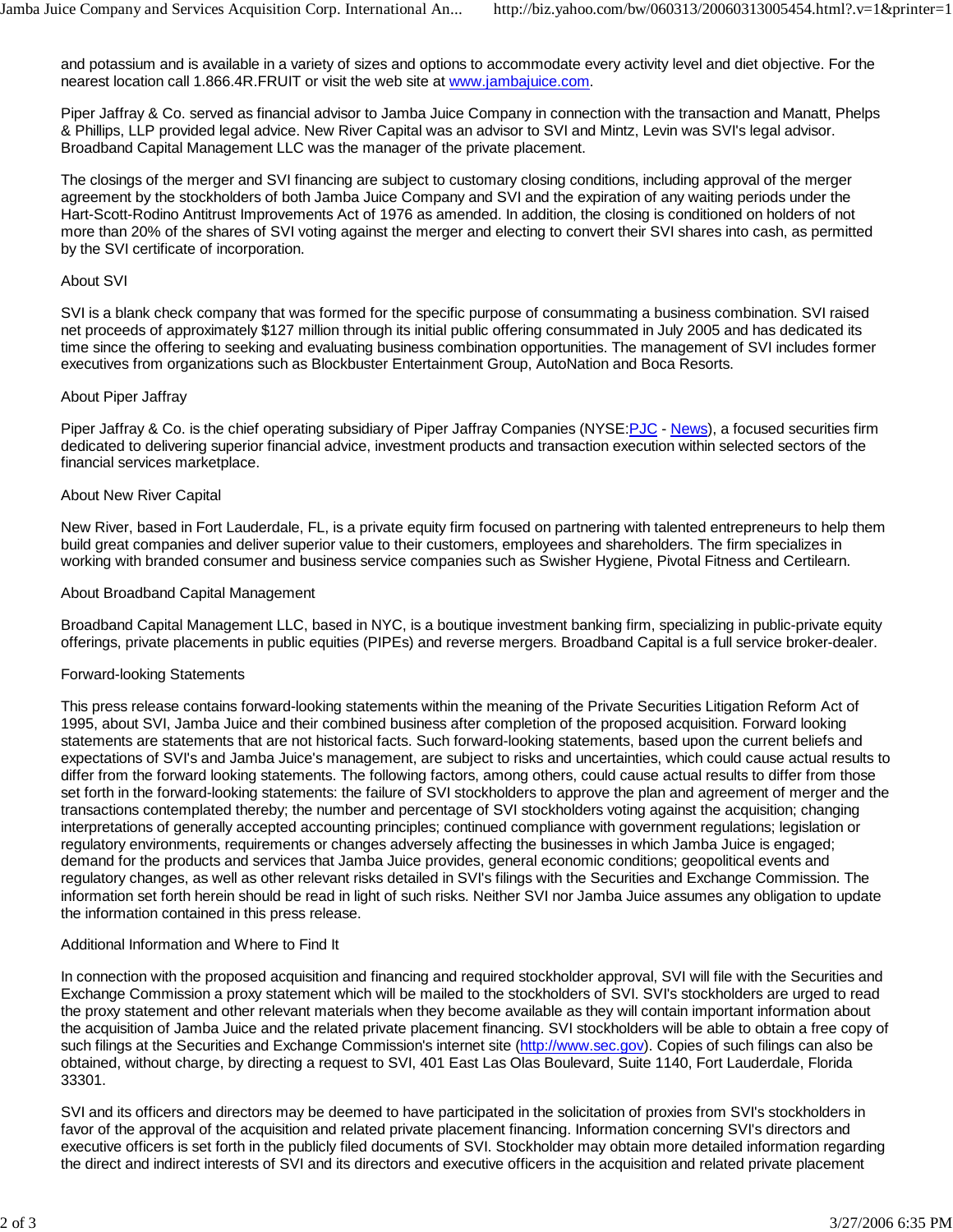and potassium and is available in a variety of sizes and options to accommodate every activity level and diet objective. For the nearest location call 1.866.4R.FRUIT or visit the web site at [www.jambajuice.com](http://www.jambajuice.com).

Piper Jaffray & Co. served as financial advisor to Jamba Juice Company in connection with the transaction and Manatt, Phelps & Phillips, LLP provided legal advice. New River Capital was an advisor to SVI and Mintz, Levin was SVI's legal advisor. Broadband Capital Management LLC was the manager of the private placement.

The closings of the merger and SVI financing are subject to customary closing conditions, including approval of the merger agreement by the stockholders of both Jamba Juice Company and SVI and the expiration of any waiting periods under the Hart-Scott-Rodino Antitrust Improvements Act of 1976 as amended. In addition, the closing is conditioned on holders of not more than 20% of the shares of SVI voting against the merger and electing to convert their SVI shares into cash, as permitted by the SVI certificate of incorporation.

About SVI

SVI is a blank check company that was formed for the specific purpose of consummating a business combination. SVI raised net proceeds of approximately $127 million through its initial public offering consummated in July 2005 and has dedicated its time since the offering to seeking and evaluating business combination opportunities. The management of SVI includes former executives from organizations such as Blockbuster Entertainment Group, AutoNation and Boca Resorts.

About Piper Jaffray

Piper Jaffray & Co. is the chief operating subsidiary of Piper Jaffray Companies (NYSE:PJC - News), a focused securities firm dedicated to delivering superior financial advice, investment products and transaction execution within selected sectors of the financial services marketplace.

About New River Capital

New River, based in Fort Lauderdale, FL, is a private equity firm focused on partnering with talented entrepreneurs to help them build great companies and deliver superior value to their customers, employees and shareholders. The firm specializes in working with branded consumer and business service companies such as Swisher Hygiene, Pivotal Fitness and Certilearn.

About Broadband Capital Management

Broadband Capital Management LLC, based in NYC, is a boutique investment banking firm, specializing in public-private equity offerings, private placements in public equities (PIPEs) and reverse mergers. Broadband Capital is a full service broker-dealer.

Forward-looking Statements

This press release contains forward-looking statements within the meaning of the Private Securities Litigation Reform Act of 1995, about SVI, Jamba Juice and their combined business after completion of the proposed acquisition. Forward looking statements are statements that are not historical facts. Such forward-looking statements, based upon the current beliefs and expectations of SVI's and Jamba Juice's management, are subject to risks and uncertainties, which could cause actual results to differ from the forward looking statements. The following factors, among others, could cause actual results to differ from those set forth in the forward-looking statements: the failure of SVI stockholders to approve the plan and agreement of merger and the transactions contemplated thereby; the number and percentage of SVI stockholders voting against the acquisition; changing interpretations of generally accepted accounting principles; continued compliance with government regulations; legislation or regulatory environments, requirements or changes adversely affecting the businesses in which Jamba Juice is engaged; demand for the products and services that Jamba Juice provides, general economic conditions; geopolitical events and regulatory changes, as well as other relevant risks detailed in SVI's filings with the Securities and Exchange Commission. The information set forth herein should be read in light of such risks. Neither SVI nor Jamba Juice assumes any obligation to update the information contained in this press release.

Additional Information and Where to Find It

In connection with the proposed acquisition and financing and required stockholder approval, SVI will file with the Securities and Exchange Commission a proxy statement which will be mailed to the stockholders of SVI. SVI's stockholders are urged to read the proxy statement and other relevant materials when they become available as they will contain important information about the acquisition of Jamba Juice and the related private placement financing. SVI stockholders will be able to obtain a free copy of such filings at the Securities and Exchange Commission's internet site ([http://www.sec.gov](http://www.sec.gov)). Copies of such filings can also be obtained, without charge, by directing a request to SVI, 401 East Las Olas Boulevard, Suite 1140, Fort Lauderdale, Florida 33301.

SVI and its officers and directors may be deemed to have participated in the solicitation of proxies from SVI's stockholders in favor of the approval of the acquisition and related private placement financing. Information concerning SVI's directors and executive officers is set forth in the publicly filed documents of SVI. Stockholder may obtain more detailed information regarding the direct and indirect interests of SVI and its directors and executive officers in the acquisition and related private placement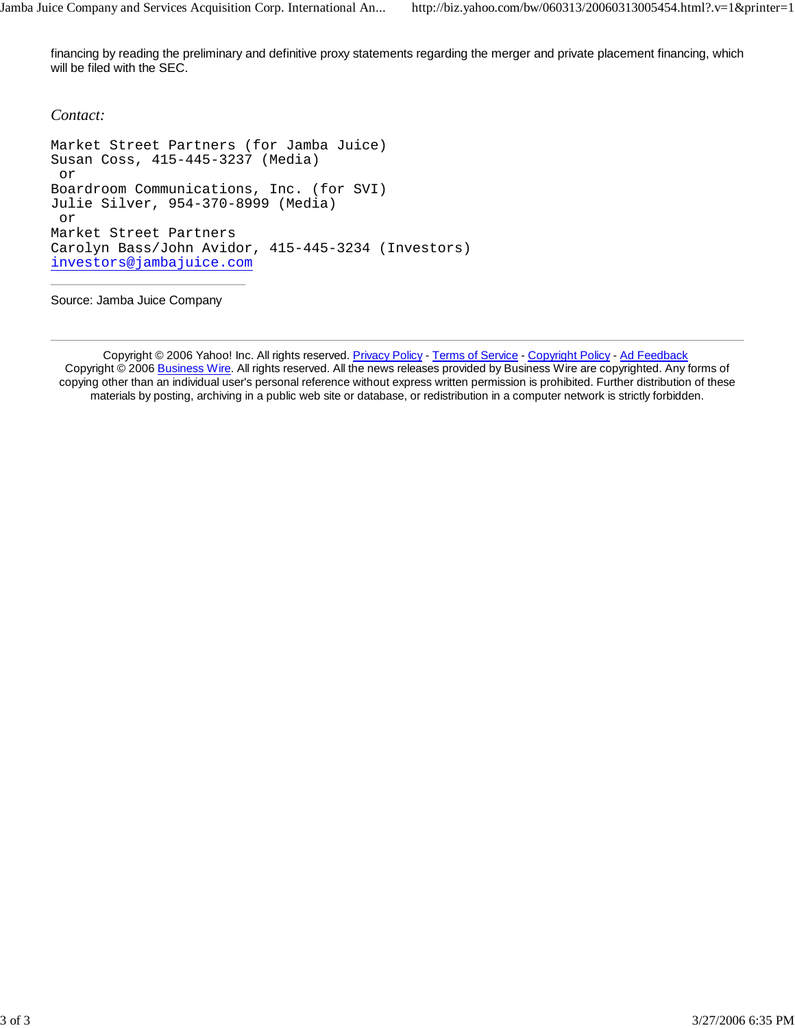financing by reading the preliminary and definitive proxy statements regarding the merger and private placement financing, which will be filed with the SEC.

*Contact:*

```
Market Street Partners (for Jamba Juice)
Susan Coss, 415-445-3237 (Media)
 or
Boardroom Communications, Inc. (for SVI)
Julie Silver, 954-370-8999 (Media)
 or
Market Street Partners
Carolyn Bass/John Avidor, 415-445-3234 (Investors)
investors@jambajuice.com
```

---

Source: Jamba Juice Company

---

Copyright © 2006 Yahoo! Inc. All rights reserved. Privacy Policy - Terms of Service - Copyright Policy - Ad Feedback
Copyright © 2006 Business Wire. All rights reserved. All the news releases provided by Business Wire are copyrighted. Any forms of copying other than an individual user's personal reference without express written permission is prohibited. Further distribution of these materials by posting, archiving in a public web site or database, or redistribution in a computer network is strictly forbidden.